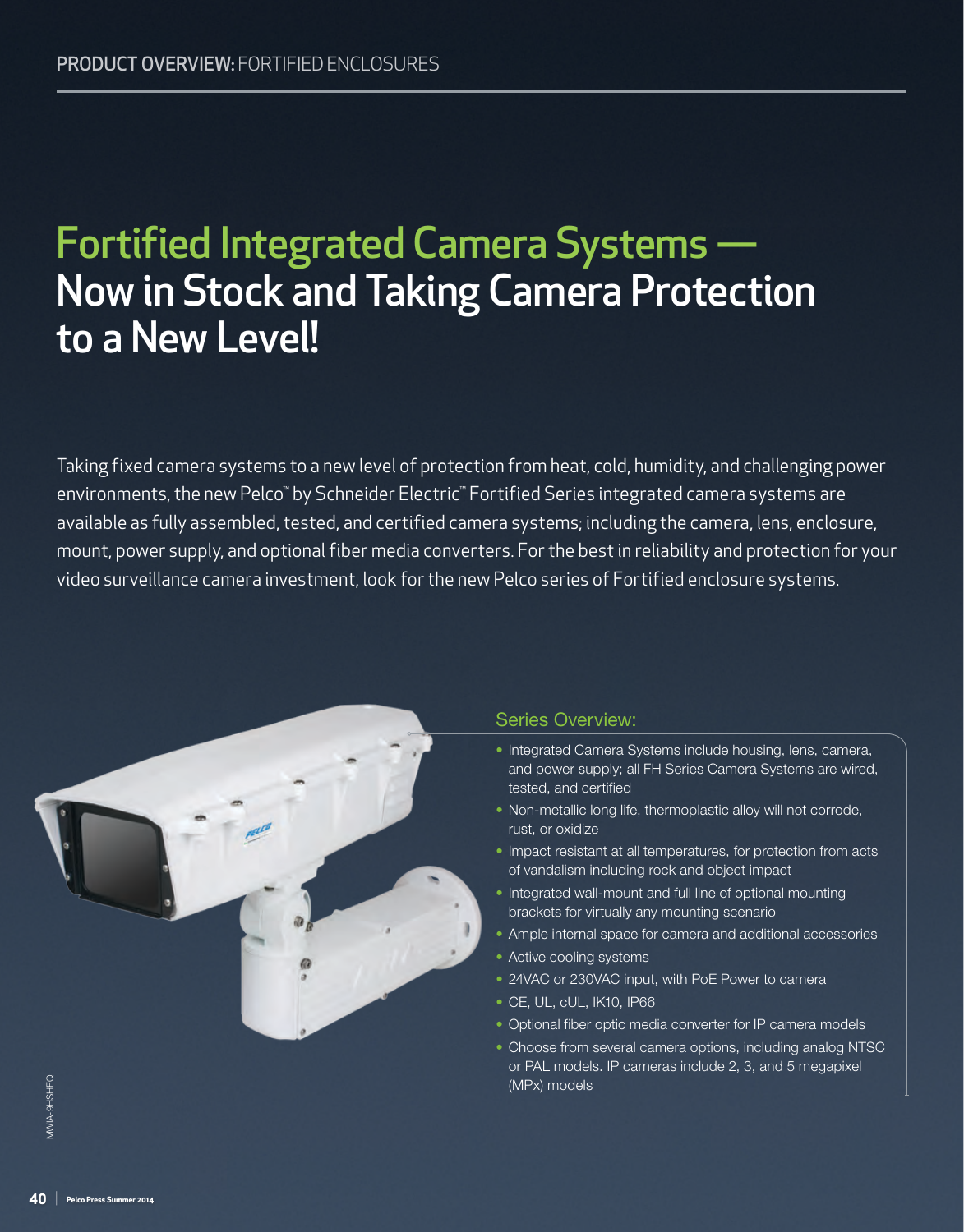PRODUCT OVERVIEW: FORTIFIED ENCLOSURES

# Fortified Integrated Camera Systems — Now in Stock and Taking Camera Protection to a New Level!

Taking fixed camera systems to a new level of protection from heat, cold, humidity, and challenging power environments, the new Pelco™ by Schneider Electric™ Fortified Series integrated camera systems are available as fully assembled, tested, and certified camera systems; including the camera, lens, enclosure, mount, power supply, and optional fiber media converters. For the best in reliability and protection for your video surveillance camera investment, look for the new Pelco series of Fortified enclosure systems.

## Series Overview:

- Integrated Camera Systems include housing, lens, camera, and power supply; all FH Series Camera Systems are wired, tested, and certified
- Non-metallic long life, thermoplastic alloy will not corrode, rust, or oxidize
- Impact resistant at all temperatures, for protection from acts of vandalism including rock and object impact
- Integrated wall-mount and full line of optional mounting brackets for virtually any mounting scenario
- Ample internal space for camera and additional accessories
- Active cooling systems
- 24VAC or 230VAC input, with PoE Power to camera
- CE, UL, cUL, IK10, IP66
- Optional fiber optic media converter for IP camera models
- Choose from several camera options, including analog NTSC or PAL models. IP cameras include 2, 3, and 5 megapixel (MPx) models

MMVIA-9HSHEQ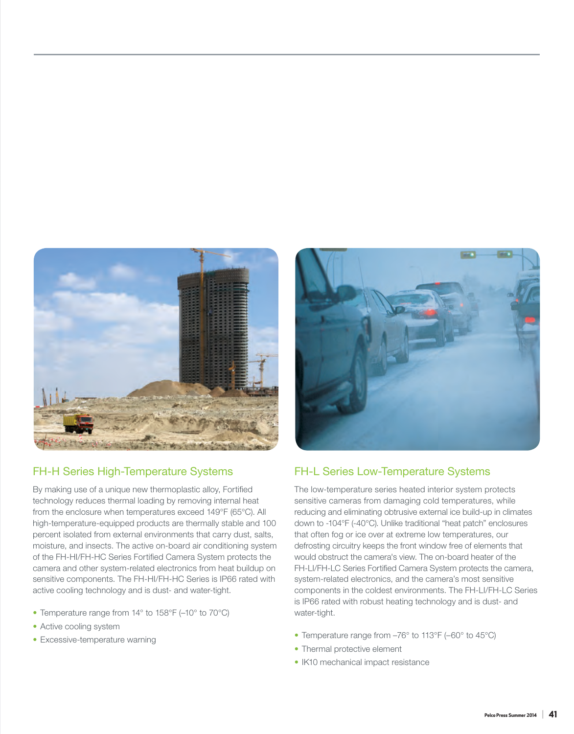## FH-H Series High-Temperature Systems

By making use of a unique new thermoplastic alloy, Fortified technology reduces thermal loading by removing internal heat from the enclosure when temperatures exceed 149°F (65°C). All high-temperature-equipped products are thermally stable and 100 percent isolated from external environments that carry dust, salts, moisture, and insects. The active on-board air conditioning system of the FH-HI/FH-HC Series Fortified Camera System protects the camera and other system-related electronics from heat buildup on sensitive components. The FH-HI/FH-HC Series is IP66 rated with active cooling technology and is dust- and water-tight.

- Temperature range from 14° to 158°F (–10° to 70°C)
- Active cooling system
- Excessive-temperature warning

## FH-L Series Low-Temperature Systems

The low-temperature series heated interior system protects sensitive cameras from damaging cold temperatures, while reducing and eliminating obtrusive external ice build-up in climates down to -104°F (-40°C). Unlike traditional "heat patch" enclosures that often fog or ice over at extreme low temperatures, our defrosting circuitry keeps the front window free of elements that would obstruct the camera's view. The on-board heater of the FH-LI/FH-LC Series Fortified Camera System protects the camera, system-related electronics, and the camera's most sensitive components in the coldest environments. The FH-LI/FH-LC Series is IP66 rated with robust heating technology and is dust- and water-tight.

- Temperature range from –76° to 113°F (–60° to 45°C)
- Thermal protective element
- IK10 mechanical impact resistance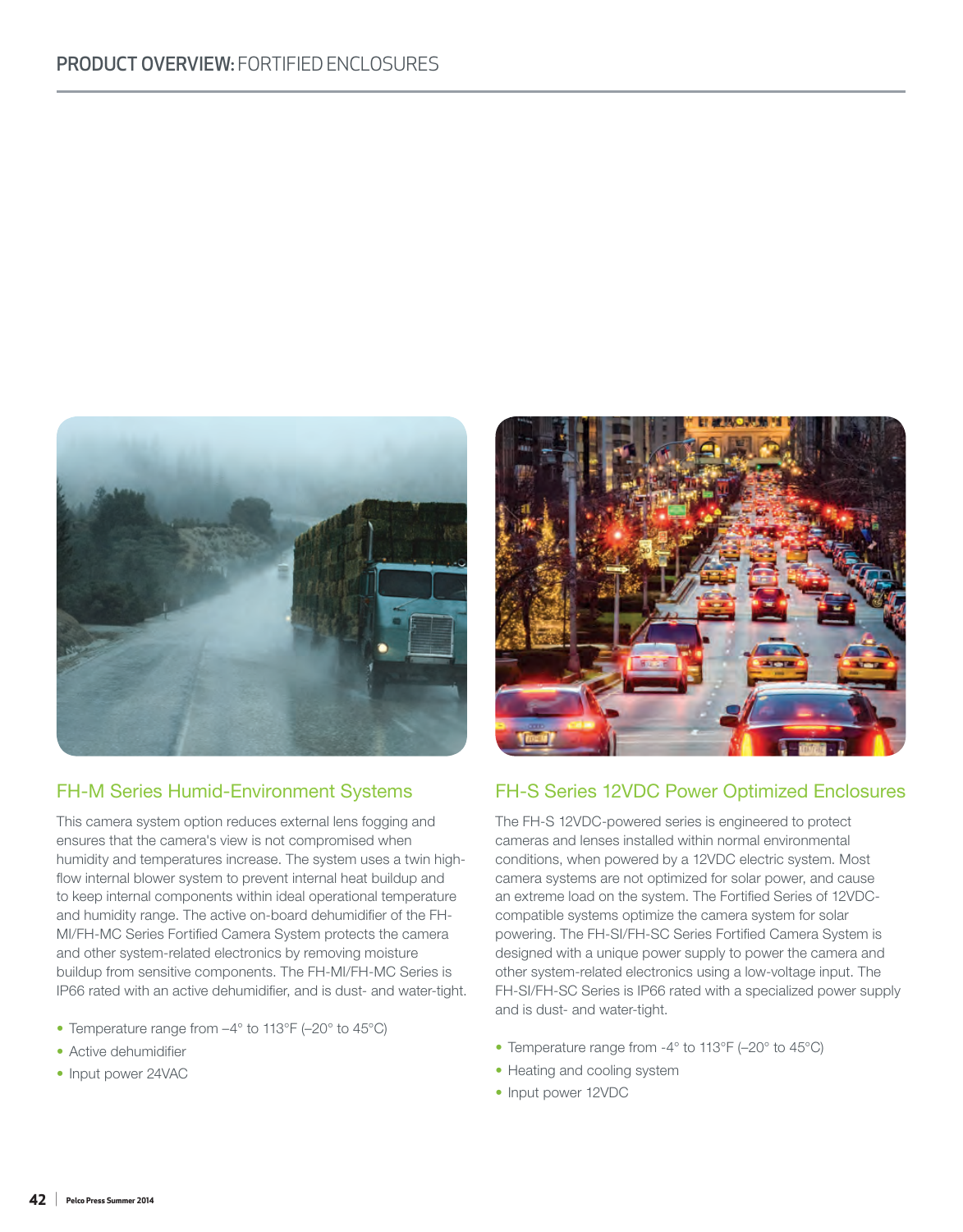# PRODUCT OVERVIEW: FORTIFIED ENCLOSURES

## FH-M Series Humid-Environment Systems

This camera system option reduces external lens fogging and ensures that the camera's view is not compromised when humidity and temperatures increase. The system uses a twin high-flow internal blower system to prevent internal heat buildup and to keep internal components within ideal operational temperature and humidity range. The active on-board dehumidifier of the FH-MI/FH-MC Series Fortified Camera System protects the camera and other system-related electronics by removing moisture buildup from sensitive components. The FH-MI/FH-MC Series is IP66 rated with an active dehumidifier, and is dust- and water-tight.

- Temperature range from –4° to 113°F (–20° to 45°C)
- Active dehumidifier
- Input power 24VAC

## FH-S Series 12VDC Power Optimized Enclosures

The FH-S 12VDC-powered series is engineered to protect cameras and lenses installed within normal environmental conditions, when powered by a 12VDC electric system. Most camera systems are not optimized for solar power, and cause an extreme load on the system. The Fortified Series of 12VDC-compatible systems optimize the camera system for solar powering. The FH-SI/FH-SC Series Fortified Camera System is designed with a unique power supply to power the camera and other system-related electronics using a low-voltage input. The FH-SI/FH-SC Series is IP66 rated with a specialized power supply and is dust- and water-tight.

- Temperature range from -4° to 113°F (–20° to 45°C)
- Heating and cooling system
- Input power 12VDC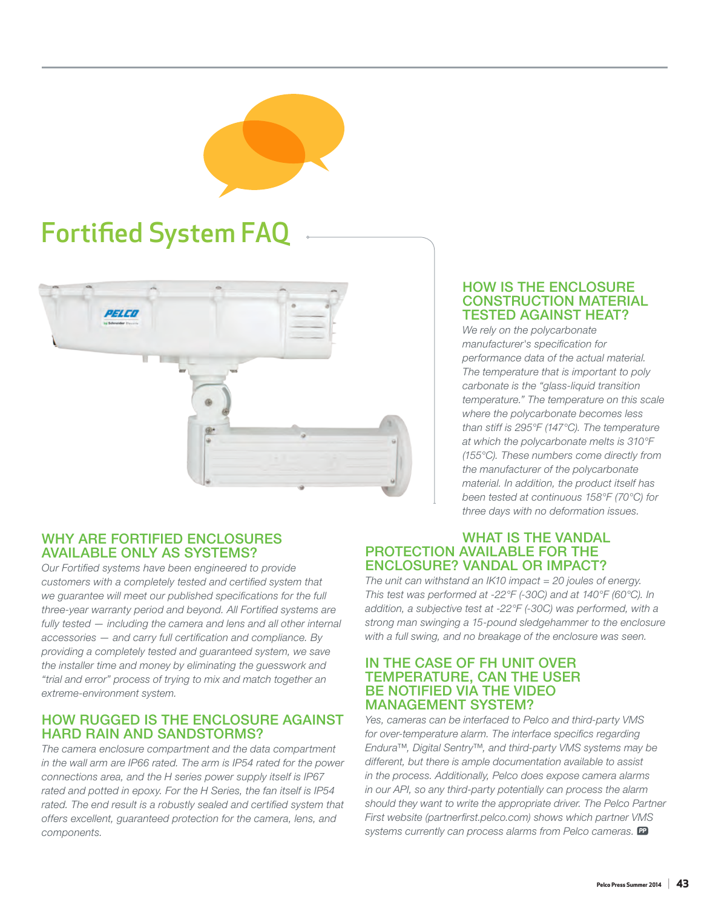# Fortified System FAQ

## HOW IS THE ENCLOSURE CONSTRUCTION MATERIAL TESTED AGAINST HEAT?

*We rely on the polycarbonate manufacturer's specification for performance data of the actual material. The temperature that is important to poly carbonate is the "glass-liquid transition temperature." The temperature on this scale where the polycarbonate becomes less than stiff is 295°F (147°C). The temperature at which the polycarbonate melts is 310°F (155°C). These numbers come directly from the manufacturer of the polycarbonate material. In addition, the product itself has been tested at continuous 158°F (70°C) for three days with no deformation issues.*

## WHY ARE FORTIFIED ENCLOSURES AVAILABLE ONLY AS SYSTEMS?

*Our Fortified systems have been engineered to provide customers with a completely tested and certified system that we guarantee will meet our published specifications for the full three-year warranty period and beyond. All Fortified systems are fully tested — including the camera and lens and all other internal accessories — and carry full certification and compliance. By providing a completely tested and guaranteed system, we save the installer time and money by eliminating the guesswork and "trial and error" process of trying to mix and match together an extreme-environment system.*

## HOW RUGGED IS THE ENCLOSURE AGAINST HARD RAIN AND SANDSTORMS?

*The camera enclosure compartment and the data compartment in the wall arm are IP66 rated. The arm is IP54 rated for the power connections area, and the H series power supply itself is IP67 rated and potted in epoxy. For the H Series, the fan itself is IP54 rated. The end result is a robustly sealed and certified system that offers excellent, guaranteed protection for the camera, lens, and components.*

## WHAT IS THE VANDAL PROTECTION AVAILABLE FOR THE ENCLOSURE? VANDAL OR IMPACT?

*The unit can withstand an IK10 impact = 20 joules of energy. This test was performed at -22°F (-30C) and at 140°F (60°C). In addition, a subjective test at -22°F (-30C) was performed, with a strong man swinging a 15-pound sledgehammer to the enclosure with a full swing, and no breakage of the enclosure was seen.*

## IN THE CASE OF FH UNIT OVER TEMPERATURE, CAN THE USER BE NOTIFIED VIA THE VIDEO MANAGEMENT SYSTEM?

*Yes, cameras can be interfaced to Pelco and third-party VMS for over-temperature alarm. The interface specifics regarding Endura™, Digital Sentry™, and third-party VMS systems may be different, but there is ample documentation available to assist in the process. Additionally, Pelco does expose camera alarms in our API, so any third-party potentially can process the alarm should they want to write the appropriate driver. The Pelco Partner First website (partnerfirst.pelco.com) shows which partner VMS systems currently can process alarms from Pelco cameras.*